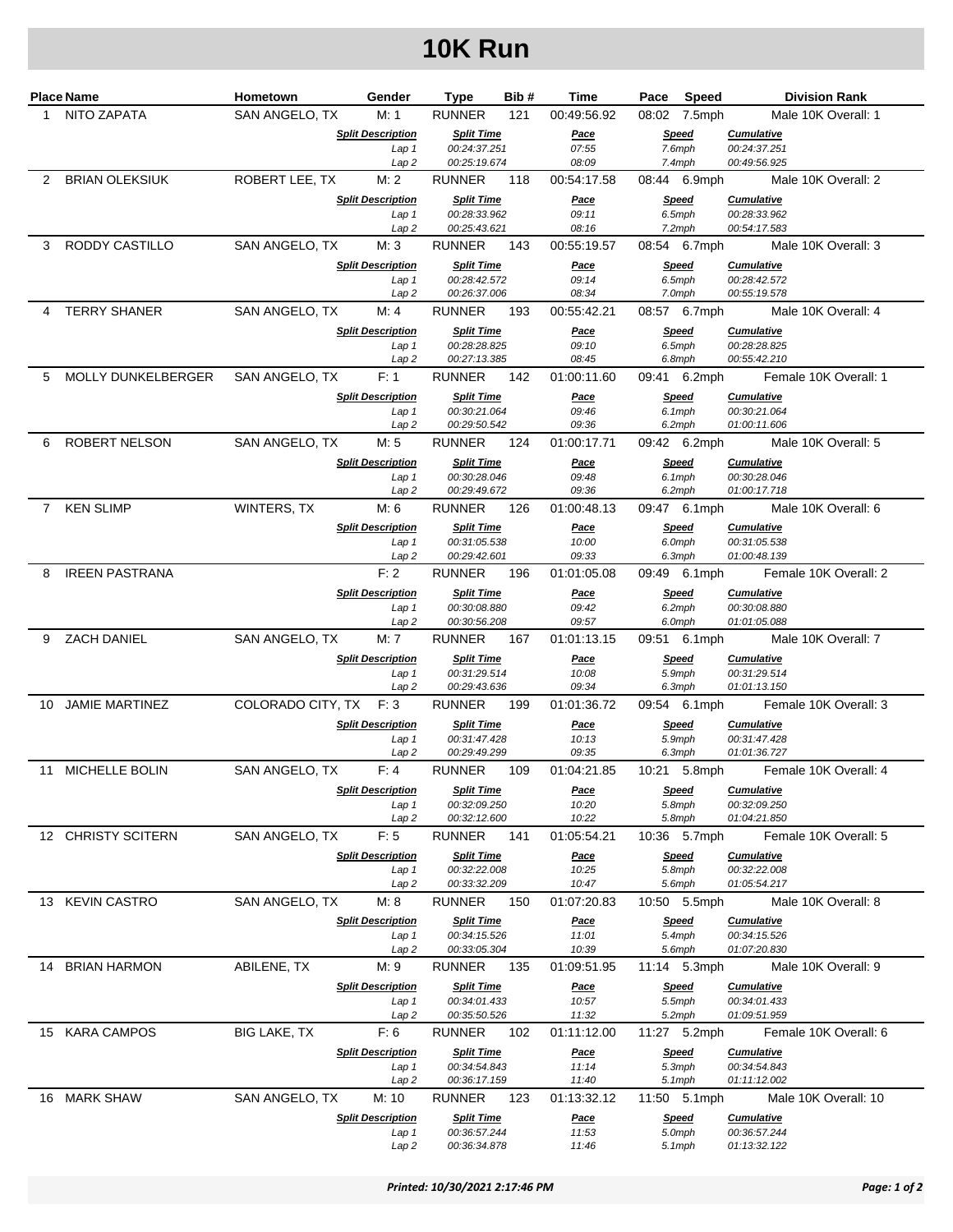# 10K Run

| Place | Name | Hometown | Gender | Type | Bib # | Time | Pace | Speed | Division Rank |
|---|---|---|---|---|---|---|---|---|---|
| 1 | NITO ZAPATA | SAN ANGELO, TX | M: 1 | RUNNER | 121 | 00:49:56.92 | 08:02 | 7.5mph | Male 10K Overall: 1 |
| | | | *Split Description* | *Split Time* | | | *Pace* | *Speed* | *Cumulative* |
| | | | *Lap 1* | *00:24:37.251* | | | *07:55* | *7.6mph* | *00:24:37.251* |
| | | | *Lap 2* | *00:25:19.674* | | | *08:09* | *7.4mph* | *00:49:56.925* |
| 2 | BRIAN OLEKSIUK | ROBERT LEE, TX | M: 2 | RUNNER | 118 | 00:54:17.58 | 08:44 | 6.9mph | Male 10K Overall: 2 |
| | | | *Split Description* | *Split Time* | | | *Pace* | *Speed* | *Cumulative* |
| | | | *Lap 1* | *00:28:33.962* | | | *09:11* | *6.5mph* | *00:28:33.962* |
| | | | *Lap 2* | *00:25:43.621* | | | *08:16* | *7.2mph* | *00:54:17.583* |
| 3 | RODDY CASTILLO | SAN ANGELO, TX | M: 3 | RUNNER | 143 | 00:55:19.57 | 08:54 | 6.7mph | Male 10K Overall: 3 |
| | | | *Split Description* | *Split Time* | | | *Pace* | *Speed* | *Cumulative* |
| | | | *Lap 1* | *00:28:42.572* | | | *09:14* | *6.5mph* | *00:28:42.572* |
| | | | *Lap 2* | *00:26:37.006* | | | *08:34* | *7.0mph* | *00:55:19.578* |
| 4 | TERRY SHANER | SAN ANGELO, TX | M: 4 | RUNNER | 193 | 00:55:42.21 | 08:57 | 6.7mph | Male 10K Overall: 4 |
| | | | *Split Description* | *Split Time* | | | *Pace* | *Speed* | *Cumulative* |
| | | | *Lap 1* | *00:28:28.825* | | | *09:10* | *6.5mph* | *00:28:28.825* |
| | | | *Lap 2* | *00:27:13.385* | | | *08:45* | *6.8mph* | *00:55:42.210* |
| 5 | MOLLY DUNKELBERGER | SAN ANGELO, TX | F: 1 | RUNNER | 142 | 01:00:11.60 | 09:41 | 6.2mph | Female 10K Overall: 1 |
| | | | *Split Description* | *Split Time* | | | *Pace* | *Speed* | *Cumulative* |
| | | | *Lap 1* | *00:30:21.064* | | | *09:46* | *6.1mph* | *00:30:21.064* |
| | | | *Lap 2* | *00:29:50.542* | | | *09:36* | *6.2mph* | *01:00:11.606* |
| 6 | ROBERT NELSON | SAN ANGELO, TX | M: 5 | RUNNER | 124 | 01:00:17.71 | 09:42 | 6.2mph | Male 10K Overall: 5 |
| | | | *Split Description* | *Split Time* | | | *Pace* | *Speed* | *Cumulative* |
| | | | *Lap 1* | *00:30:28.046* | | | *09:48* | *6.1mph* | *00:30:28.046* |
| | | | *Lap 2* | *00:29:49.672* | | | *09:36* | *6.2mph* | *01:00:17.718* |
| 7 | KEN SLIMP | WINTERS, TX | M: 6 | RUNNER | 126 | 01:00:48.13 | 09:47 | 6.1mph | Male 10K Overall: 6 |
| | | | *Split Description* | *Split Time* | | | *Pace* | *Speed* | *Cumulative* |
| | | | *Lap 1* | *00:31:05.538* | | | *10:00* | *6.0mph* | *00:31:05.538* |
| | | | *Lap 2* | *00:29:42.601* | | | *09:33* | *6.3mph* | *01:00:48.139* |
| 8 | IREEN PASTRANA | | F: 2 | RUNNER | 196 | 01:01:05.08 | 09:49 | 6.1mph | Female 10K Overall: 2 |
| | | | *Split Description* | *Split Time* | | | *Pace* | *Speed* | *Cumulative* |
| | | | *Lap 1* | *00:30:08.880* | | | *09:42* | *6.2mph* | *00:30:08.880* |
| | | | *Lap 2* | *00:30:56.208* | | | *09:57* | *6.0mph* | *01:01:05.088* |
| 9 | ZACH DANIEL | SAN ANGELO, TX | M: 7 | RUNNER | 167 | 01:01:13.15 | 09:51 | 6.1mph | Male 10K Overall: 7 |
| | | | *Split Description* | *Split Time* | | | *Pace* | *Speed* | *Cumulative* |
| | | | *Lap 1* | *00:31:29.514* | | | *10:08* | *5.9mph* | *00:31:29.514* |
| | | | *Lap 2* | *00:29:43.636* | | | *09:34* | *6.3mph* | *01:01:13.150* |
| 10 | JAMIE MARTINEZ | COLORADO CITY, TX | F: 3 | RUNNER | 199 | 01:01:36.72 | 09:54 | 6.1mph | Female 10K Overall: 3 |
| | | | *Split Description* | *Split Time* | | | *Pace* | *Speed* | *Cumulative* |
| | | | *Lap 1* | *00:31:47.428* | | | *10:13* | *5.9mph* | *00:31:47.428* |
| | | | *Lap 2* | *00:29:49.299* | | | *09:35* | *6.3mph* | *01:01:36.727* |
| 11 | MICHELLE BOLIN | SAN ANGELO, TX | F: 4 | RUNNER | 109 | 01:04:21.85 | 10:21 | 5.8mph | Female 10K Overall: 4 |
| | | | *Split Description* | *Split Time* | | | *Pace* | *Speed* | *Cumulative* |
| | | | *Lap 1* | *00:32:09.250* | | | *10:20* | *5.8mph* | *00:32:09.250* |
| | | | *Lap 2* | *00:32:12.600* | | | *10:22* | *5.8mph* | *01:04:21.850* |
| 12 | CHRISTY SCITERN | SAN ANGELO, TX | F: 5 | RUNNER | 141 | 01:05:54.21 | 10:36 | 5.7mph | Female 10K Overall: 5 |
| | | | *Split Description* | *Split Time* | | | *Pace* | *Speed* | *Cumulative* |
| | | | *Lap 1* | *00:32:22.008* | | | *10:25* | *5.8mph* | *00:32:22.008* |
| | | | *Lap 2* | *00:33:32.209* | | | *10:47* | *5.6mph* | *01:05:54.217* |
| 13 | KEVIN CASTRO | SAN ANGELO, TX | M: 8 | RUNNER | 150 | 01:07:20.83 | 10:50 | 5.5mph | Male 10K Overall: 8 |
| | | | *Split Description* | *Split Time* | | | *Pace* | *Speed* | *Cumulative* |
| | | | *Lap 1* | *00:34:15.526* | | | *11:01* | *5.4mph* | *00:34:15.526* |
| | | | *Lap 2* | *00:33:05.304* | | | *10:39* | *5.6mph* | *01:07:20.830* |
| 14 | BRIAN HARMON | ABILENE, TX | M: 9 | RUNNER | 135 | 01:09:51.95 | 11:14 | 5.3mph | Male 10K Overall: 9 |
| | | | *Split Description* | *Split Time* | | | *Pace* | *Speed* | *Cumulative* |
| | | | *Lap 1* | *00:34:01.433* | | | *10:57* | *5.5mph* | *00:34:01.433* |
| | | | *Lap 2* | *00:35:50.526* | | | *11:32* | *5.2mph* | *01:09:51.959* |
| 15 | KARA CAMPOS | BIG LAKE, TX | F: 6 | RUNNER | 102 | 01:11:12.00 | 11:27 | 5.2mph | Female 10K Overall: 6 |
| | | | *Split Description* | *Split Time* | | | *Pace* | *Speed* | *Cumulative* |
| | | | *Lap 1* | *00:34:54.843* | | | *11:14* | *5.3mph* | *00:34:54.843* |
| | | | *Lap 2* | *00:36:17.159* | | | *11:40* | *5.1mph* | *01:11:12.002* |
| 16 | MARK SHAW | SAN ANGELO, TX | M: 10 | RUNNER | 123 | 01:13:32.12 | 11:50 | 5.1mph | Male 10K Overall: 10 |
| | | | *Split Description* | *Split Time* | | | *Pace* | *Speed* | *Cumulative* |
| | | | *Lap 1* | *00:36:57.244* | | | *11:53* | *5.0mph* | *00:36:57.244* |
| | | | *Lap 2* | *00:36:34.878* | | | *11:46* | *5.1mph* | *01:13:32.122* |

***Printed: 10/30/2021 2:17:46 PM***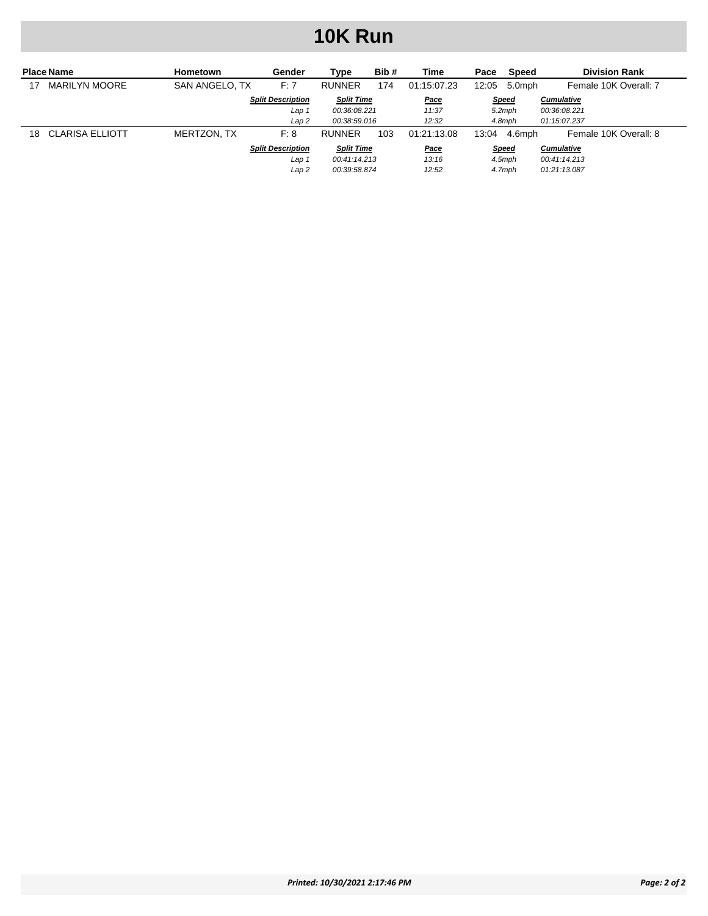# 10K Run

| Place | Name | Hometown | Gender | Type | Bib # | Time | Pace | Speed | Division Rank |
|---|---|---|---|---|---|---|---|---|---|
| 17 | MARILYN MOORE | SAN ANGELO, TX | F: 7 | RUNNER | 174 | 01:15:07.23 | 12:05 | 5.0mph | Female 10K Overall: 7 |

| *Split Description* | *Split Time* | *Pace* | *Speed* | *Cumulative* |
|---|---|---|---|---|
| *Lap 1* | *00:36:08.221* | *11:37* | *5.2mph* | *00:36:08.221* |
| *Lap 2* | *00:38:59.016* | *12:32* | *4.8mph* | *01:15:07.237* |

| Place | Name | Hometown | Gender | Type | Bib # | Time | Pace | Speed | Division Rank |
|---|---|---|---|---|---|---|---|---|---|
| 18 | CLARISA ELLIOTT | MERTZON, TX | F: 8 | RUNNER | 103 | 01:21:13.08 | 13:04 | 4.6mph | Female 10K Overall: 8 |

| *Split Description* | *Split Time* | *Pace* | *Speed* | *Cumulative* |
|---|---|---|---|---|
| *Lap 1* | *00:41:14.213* | *13:16* | *4.5mph* | *00:41:14.213* |
| *Lap 2* | *00:39:58.874* | *12:52* | *4.7mph* | *01:21:13.087* |

*Printed: 10/30/2021 2:17:46 PM*